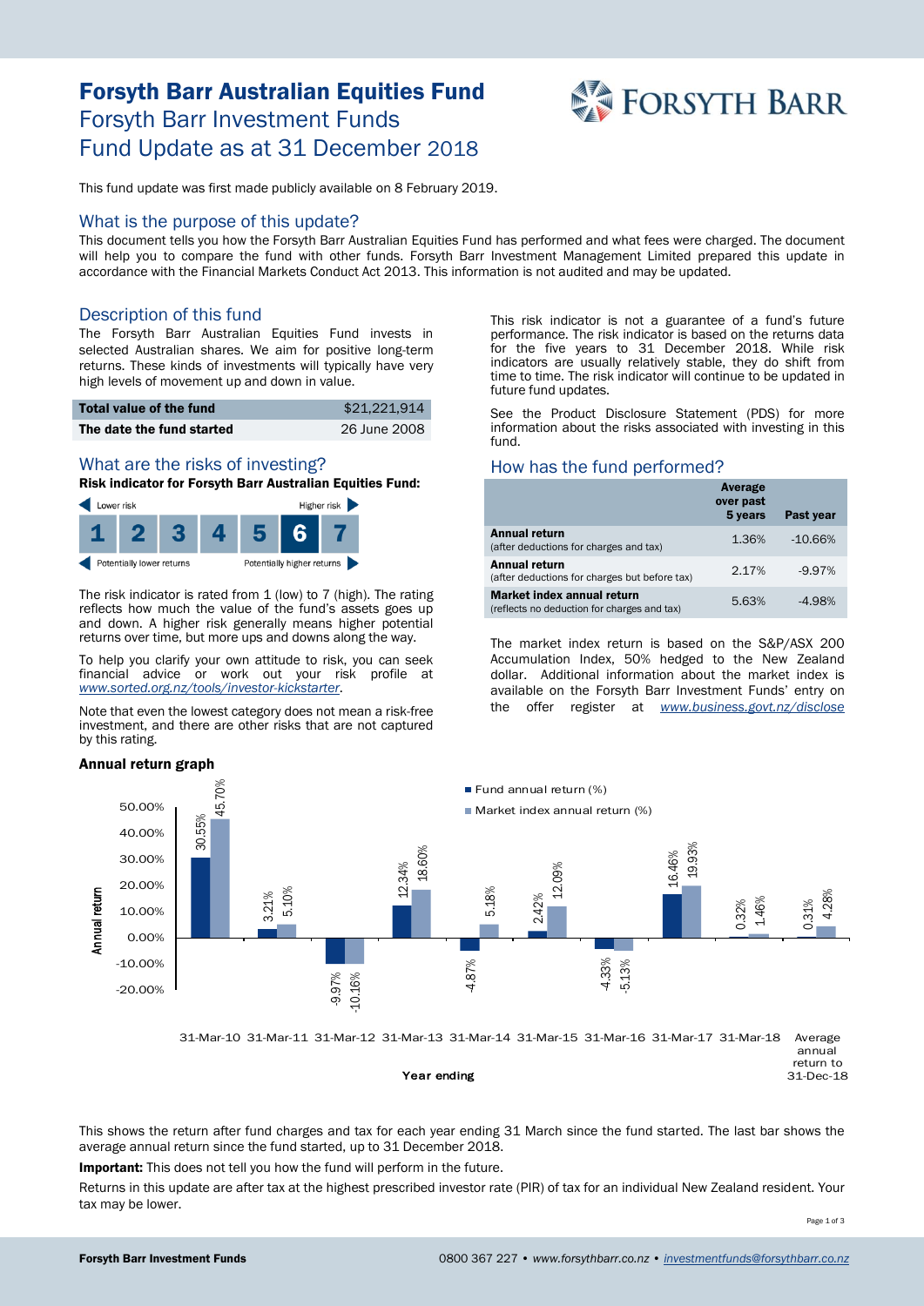# Forsyth Barr Australian Equities Fund

## Forsyth Barr Investment Funds

## Fund Update as at 31 December 2018

This fund update was first made publicly available on 8 February 2019.

## What is the purpose of this update?

This document tells you how the Forsyth Barr Australian Equities Fund has performed and what fees were charged. The document will help you to compare the fund with other funds. Forsyth Barr Investment Management Limited prepared this update in accordance with the Financial Markets Conduct Act 2013. This information is not audited and may be updated.

## Description of this fund

The Forsyth Barr Australian Equities Fund invests in selected Australian shares. We aim for positive long-term returns. These kinds of investments will typically have very high levels of movement up and down in value.

| | |
|---|---|
| **Total value of the fund** | $21,221,914 |
| **The date the fund started** | 26 June 2008 |

## What are the risks of investing?

**Risk indicator for Forsyth Barr Australian Equities Fund:**

Lower risk ← → Higher risk

| 1 | 2 | 3 | 4 | 5 | **6** | 7 |
|---|---|---|---|---|---|---|

Potentially lower returns ← → Potentially higher returns

The risk indicator is rated from 1 (low) to 7 (high). The rating reflects how much the value of the fund's assets goes up and down. A higher risk generally means higher potential returns over time, but more ups and downs along the way.

To help you clarify your own attitude to risk, you can seek financial advice or work out your risk profile at *www.sorted.org.nz/tools/investor-kickstarter*.

Note that even the lowest category does not mean a risk-free investment, and there are other risks that are not captured by this rating.

This risk indicator is not a guarantee of a fund's future performance. The risk indicator is based on the returns data for the five years to 31 December 2018. While risk indicators are usually relatively stable, they do shift from time to time. The risk indicator will continue to be updated in future fund updates.

See the Product Disclosure Statement (PDS) for more information about the risks associated with investing in this fund.

## How has the fund performed?

| | Average over past 5 years | Past year |
|---|---|---|
| **Annual return** (after deductions for charges and tax) | 1.36% | -10.66% |
| **Annual return** (after deductions for charges but before tax) | 2.17% | -9.97% |
| **Market index annual return** (reflects no deduction for charges and tax) | 5.63% | -4.98% |

The market index return is based on the S&P/ASX 200 Accumulation Index, 50% hedged to the New Zealand dollar. Additional information about the market index is available on the Forsyth Barr Investment Funds' entry on the offer register at *www.business.govt.nz/disclose*

### Annual return graph

| Year ending | Fund annual return (%) | Market index annual return (%) |
|---|---|---|
| 31-Mar-10 | 30.55% | 45.70% |
| 31-Mar-11 | 3.21% | 5.10% |
| 31-Mar-12 | -9.97% | -10.16% |
| 31-Mar-13 | 12.34% | 18.60% |
| 31-Mar-14 | -4.87% | 5.18% |
| 31-Mar-15 | 2.42% | 12.09% |
| 31-Mar-16 | -4.33% | -5.13% |
| 31-Mar-17 | 16.46% | 19.93% |
| 31-Mar-18 | 0.32% | 1.46% |
| Average annual return to 31-Dec-18 | 0.31% | 4.28% |

This shows the return after fund charges and tax for each year ending 31 March since the fund started. The last bar shows the average annual return since the fund started, up to 31 December 2018.

**Important:** This does not tell you how the fund will perform in the future.

Returns in this update are after tax at the highest prescribed investor rate (PIR) of tax for an individual New Zealand resident. Your tax may be lower.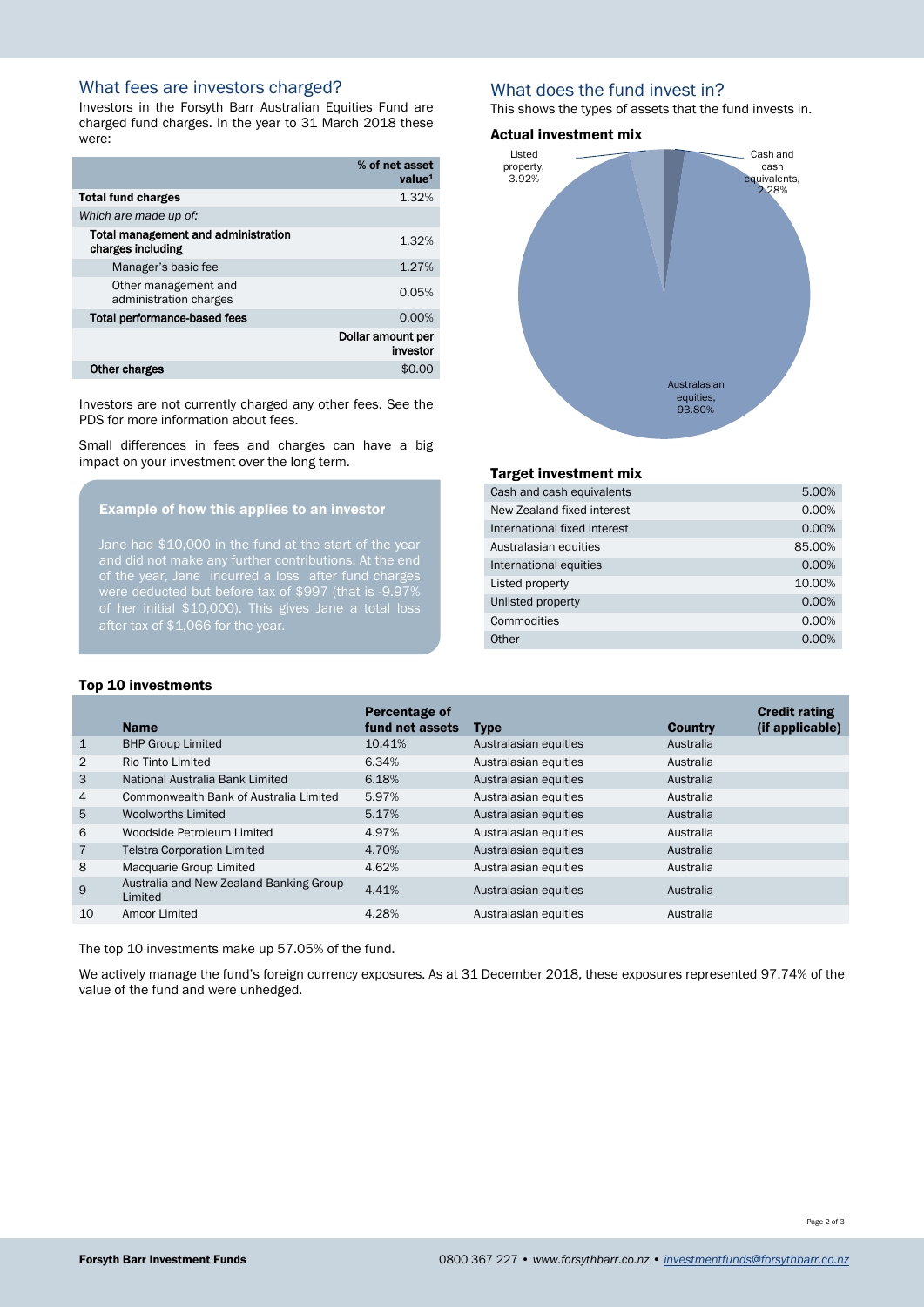## What fees are investors charged?

Investors in the Forsyth Barr Australian Equities Fund are charged fund charges. In the year to 31 March 2018 these were:

| | % of net asset value[1] |
|---|---|
| **Total fund charges** | 1.32% |
| *Which are made up of:* | |
| **Total management and administration charges including** | 1.32% |
| Manager's basic fee | 1.27% |
| Other management and administration charges | 0.05% |
| **Total performance-based fees** | 0.00% |
| | **Dollar amount per investor** |
| **Other charges** | $0.00 |

Investors are not currently charged any other fees. See the PDS for more information about fees.

Small differences in fees and charges can have a big impact on your investment over the long term.

### Example of how this applies to an investor

Jane had $10,000 in the fund at the start of the year and did not make any further contributions. At the end of the year, Jane incurred a loss after fund charges were deducted but before tax of $997 (that is -9.97% of her initial $10,000). This gives Jane a total loss after tax of $1,066 for the year.

## What does the fund invest in?

This shows the types of assets that the fund invests in.

### Actual investment mix

- Australasian equities, 93.80%
- Listed property, 3.92%
- Cash and cash equivalents, 2.28%

### Target investment mix

| | |
|---|---|
| Cash and cash equivalents | 5.00% |
| New Zealand fixed interest | 0.00% |
| International fixed interest | 0.00% |
| Australasian equities | 85.00% |
| International equities | 0.00% |
| Listed property | 10.00% |
| Unlisted property | 0.00% |
| Commodities | 0.00% |
| Other | 0.00% |

### Top 10 investments

| | Name | Percentage of fund net assets | Type | Country | Credit rating (if applicable) |
|---|---|---|---|---|---|
| 1 | BHP Group Limited | 10.41% | Australasian equities | Australia | |
| 2 | Rio Tinto Limited | 6.34% | Australasian equities | Australia | |
| 3 | National Australia Bank Limited | 6.18% | Australasian equities | Australia | |
| 4 | Commonwealth Bank of Australia Limited | 5.97% | Australasian equities | Australia | |
| 5 | Woolworths Limited | 5.17% | Australasian equities | Australia | |
| 6 | Woodside Petroleum Limited | 4.97% | Australasian equities | Australia | |
| 7 | Telstra Corporation Limited | 4.70% | Australasian equities | Australia | |
| 8 | Macquarie Group Limited | 4.62% | Australasian equities | Australia | |
| 9 | Australia and New Zealand Banking Group Limited | 4.41% | Australasian equities | Australia | |
| 10 | Amcor Limited | 4.28% | Australasian equities | Australia | |

The top 10 investments make up 57.05% of the fund.

We actively manage the fund's foreign currency exposures. As at 31 December 2018, these exposures represented 97.74% of the value of the fund and were unhedged.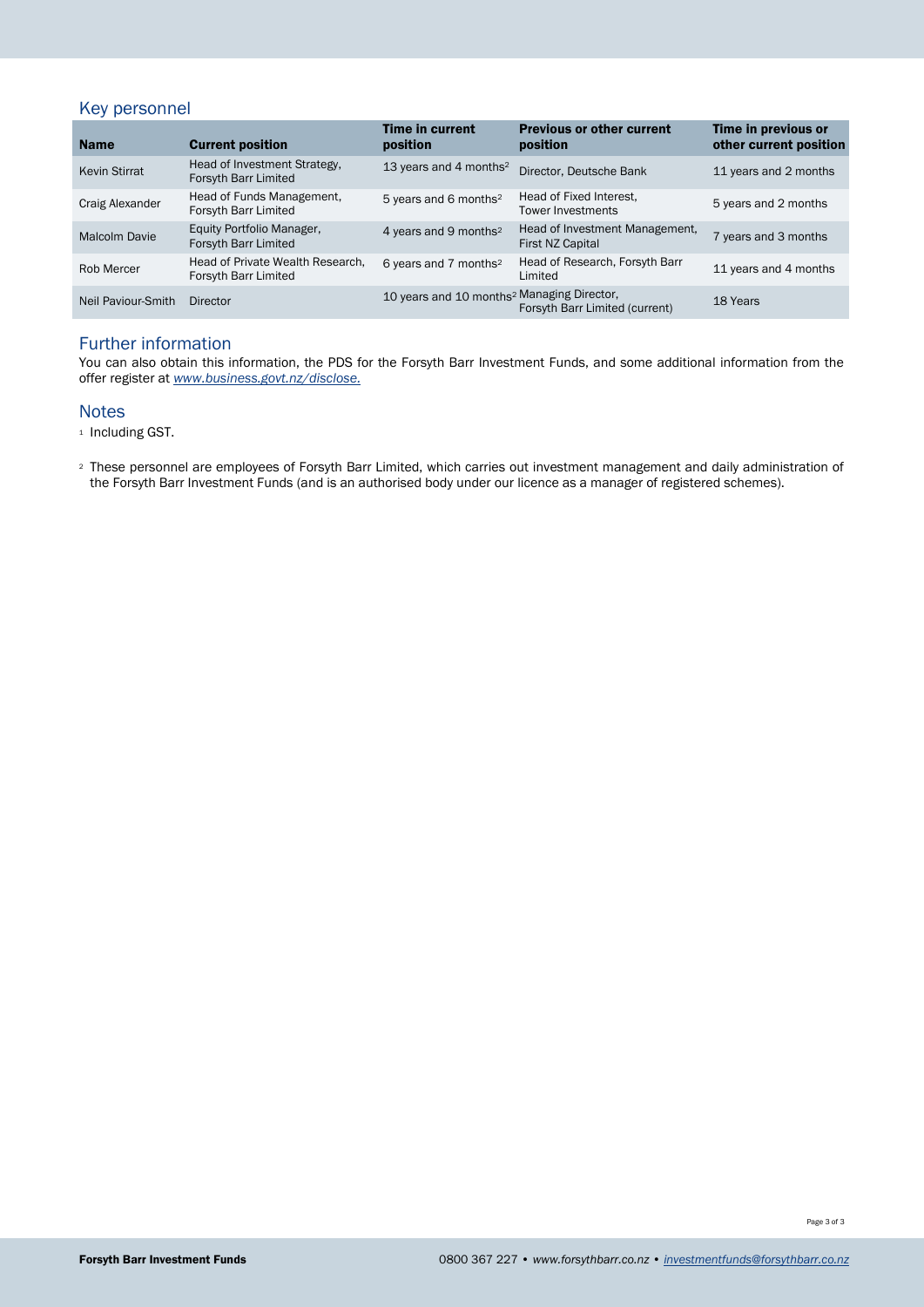## Key personnel

| Name | Current position | Time in current position | Previous or other current position | Time in previous or other current position |
|---|---|---|---|---|
| Kevin Stirrat | Head of Investment Strategy, Forsyth Barr Limited | 13 years and 4 months[2] | Director, Deutsche Bank | 11 years and 2 months |
| Craig Alexander | Head of Funds Management, Forsyth Barr Limited | 5 years and 6 months[2] | Head of Fixed Interest, Tower Investments | 5 years and 2 months |
| Malcolm Davie | Equity Portfolio Manager, Forsyth Barr Limited | 4 years and 9 months[2] | Head of Investment Management, First NZ Capital | 7 years and 3 months |
| Rob Mercer | Head of Private Wealth Research, Forsyth Barr Limited | 6 years and 7 months[2] | Head of Research, Forsyth Barr Limited | 11 years and 4 months |
| Neil Paviour-Smith | Director | 10 years and 10 months[2] | Managing Director, Forsyth Barr Limited (current) | 18 Years |

## Further information

You can also obtain this information, the PDS for the Forsyth Barr Investment Funds, and some additional information from the offer register at *www.business.govt.nz/disclose.*

## Notes

[1] Including GST.

[2] These personnel are employees of Forsyth Barr Limited, which carries out investment management and daily administration of the Forsyth Barr Investment Funds (and is an authorised body under our licence as a manager of registered schemes).